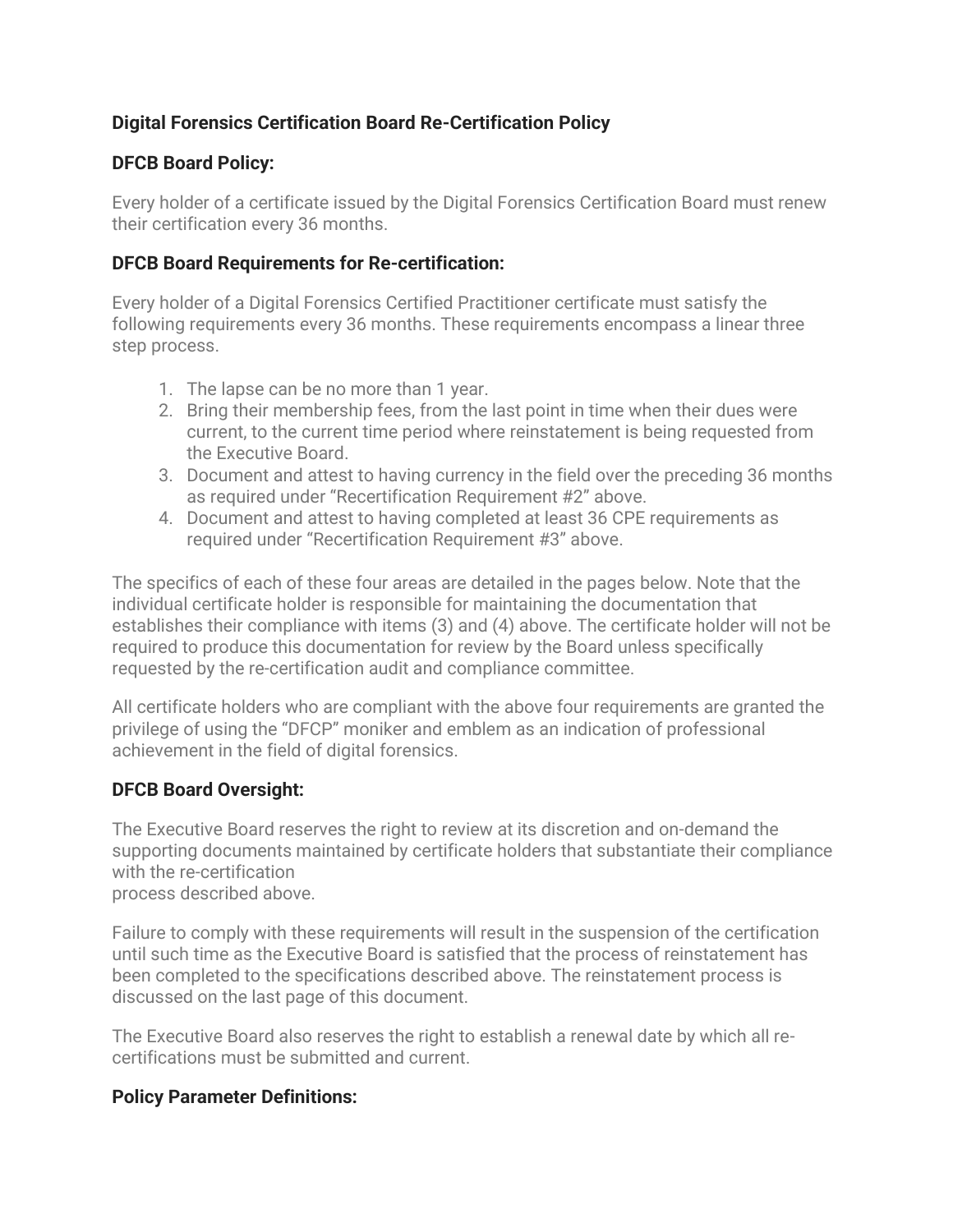**Digital Forensics Certification Board Re-Certification Policy**

**DFCB Board Policy:**

Every holder of a certificate issued by the Digital Forensics Certification Board must renew their certification every 36 months.

**DFCB Board Requirements for Re-certification:**

Every holder of a Digital Forensics Certified Practitioner certificate must satisfy the following requirements every 36 months. These requirements encompass a linear three step process.

1. The lapse can be no more than 1 year.
2. Bring their membership fees, from the last point in time when their dues were current, to the current time period where reinstatement is being requested from the Executive Board.
3. Document and attest to having currency in the field over the preceding 36 months as required under "Recertification Requirement #2" above.
4. Document and attest to having completed at least 36 CPE requirements as required under "Recertification Requirement #3" above.

The specifics of each of these four areas are detailed in the pages below. Note that the individual certificate holder is responsible for maintaining the documentation that establishes their compliance with items (3) and (4) above. The certificate holder will not be required to produce this documentation for review by the Board unless specifically requested by the re-certification audit and compliance committee.

All certificate holders who are compliant with the above four requirements are granted the privilege of using the "DFCP" moniker and emblem as an indication of professional achievement in the field of digital forensics.

**DFCB Board Oversight:**

The Executive Board reserves the right to review at its discretion and on-demand the supporting documents maintained by certificate holders that substantiate their compliance with the re-certification process described above.

Failure to comply with these requirements will result in the suspension of the certification until such time as the Executive Board is satisfied that the process of reinstatement has been completed to the specifications described above. The reinstatement process is discussed on the last page of this document.

The Executive Board also reserves the right to establish a renewal date by which all re-certifications must be submitted and current.

**Policy Parameter Definitions:**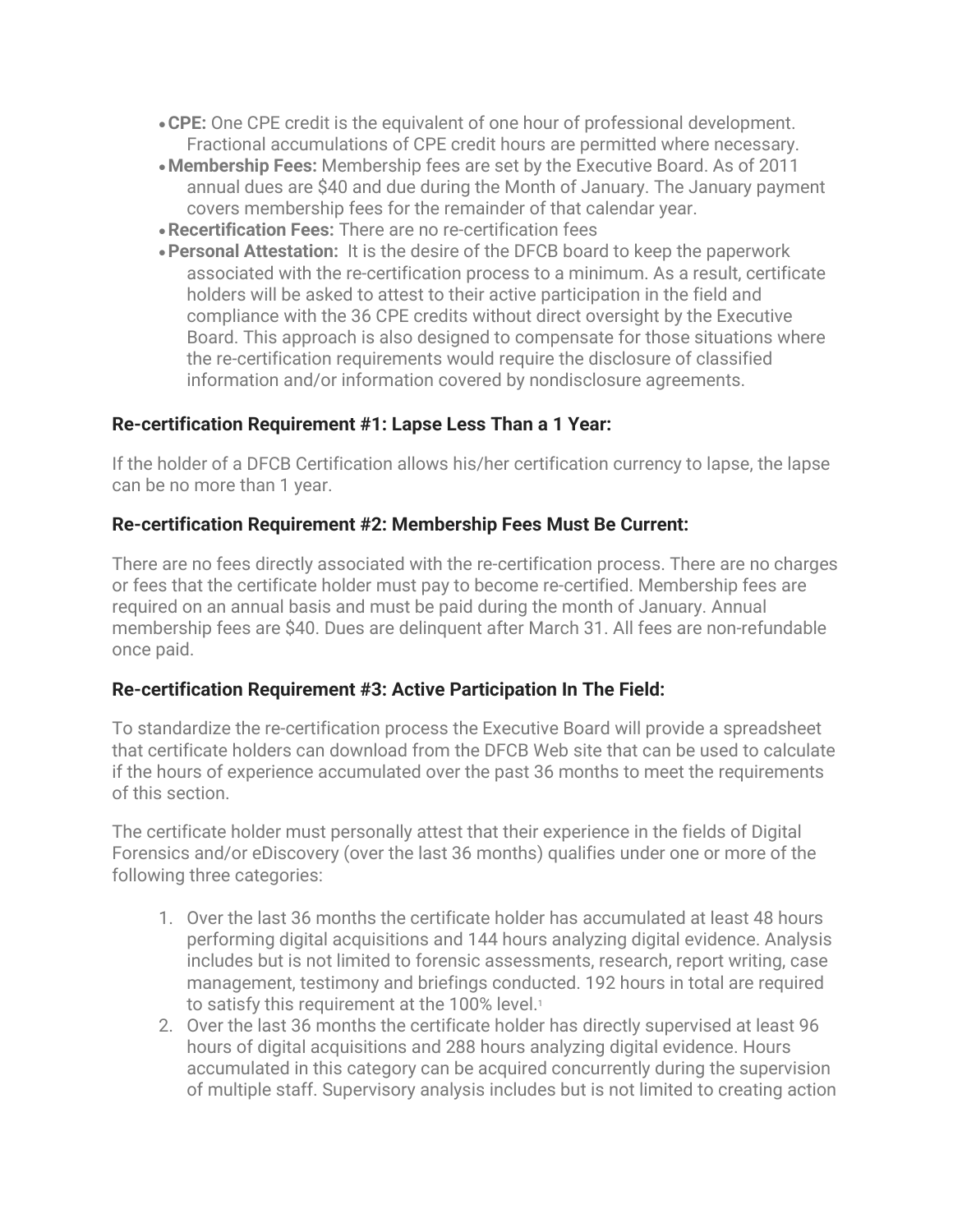- **CPE:** One CPE credit is the equivalent of one hour of professional development. Fractional accumulations of CPE credit hours are permitted where necessary.
- **Membership Fees:** Membership fees are set by the Executive Board. As of 2011 annual dues are $40 and due during the Month of January. The January payment covers membership fees for the remainder of that calendar year.
- **Recertification Fees:** There are no re-certification fees
- **Personal Attestation:** It is the desire of the DFCB board to keep the paperwork associated with the re-certification process to a minimum. As a result, certificate holders will be asked to attest to their active participation in the field and compliance with the 36 CPE credits without direct oversight by the Executive Board. This approach is also designed to compensate for those situations where the re-certification requirements would require the disclosure of classified information and/or information covered by nondisclosure agreements.

### Re-certification Requirement #1: Lapse Less Than a 1 Year:

If the holder of a DFCB Certification allows his/her certification currency to lapse, the lapse can be no more than 1 year.

### Re-certification Requirement #2: Membership Fees Must Be Current:

There are no fees directly associated with the re-certification process. There are no charges or fees that the certificate holder must pay to become re-certified. Membership fees are required on an annual basis and must be paid during the month of January. Annual membership fees are $40. Dues are delinquent after March 31. All fees are non-refundable once paid.

### Re-certification Requirement #3: Active Participation In The Field:

To standardize the re-certification process the Executive Board will provide a spreadsheet that certificate holders can download from the DFCB Web site that can be used to calculate if the hours of experience accumulated over the past 36 months to meet the requirements of this section.

The certificate holder must personally attest that their experience in the fields of Digital Forensics and/or eDiscovery (over the last 36 months) qualifies under one or more of the following three categories:

1. Over the last 36 months the certificate holder has accumulated at least 48 hours performing digital acquisitions and 144 hours analyzing digital evidence. Analysis includes but is not limited to forensic assessments, research, report writing, case management, testimony and briefings conducted. 192 hours in total are required to satisfy this requirement at the 100% level.[1]
2. Over the last 36 months the certificate holder has directly supervised at least 96 hours of digital acquisitions and 288 hours analyzing digital evidence. Hours accumulated in this category can be acquired concurrently during the supervision of multiple staff. Supervisory analysis includes but is not limited to creating action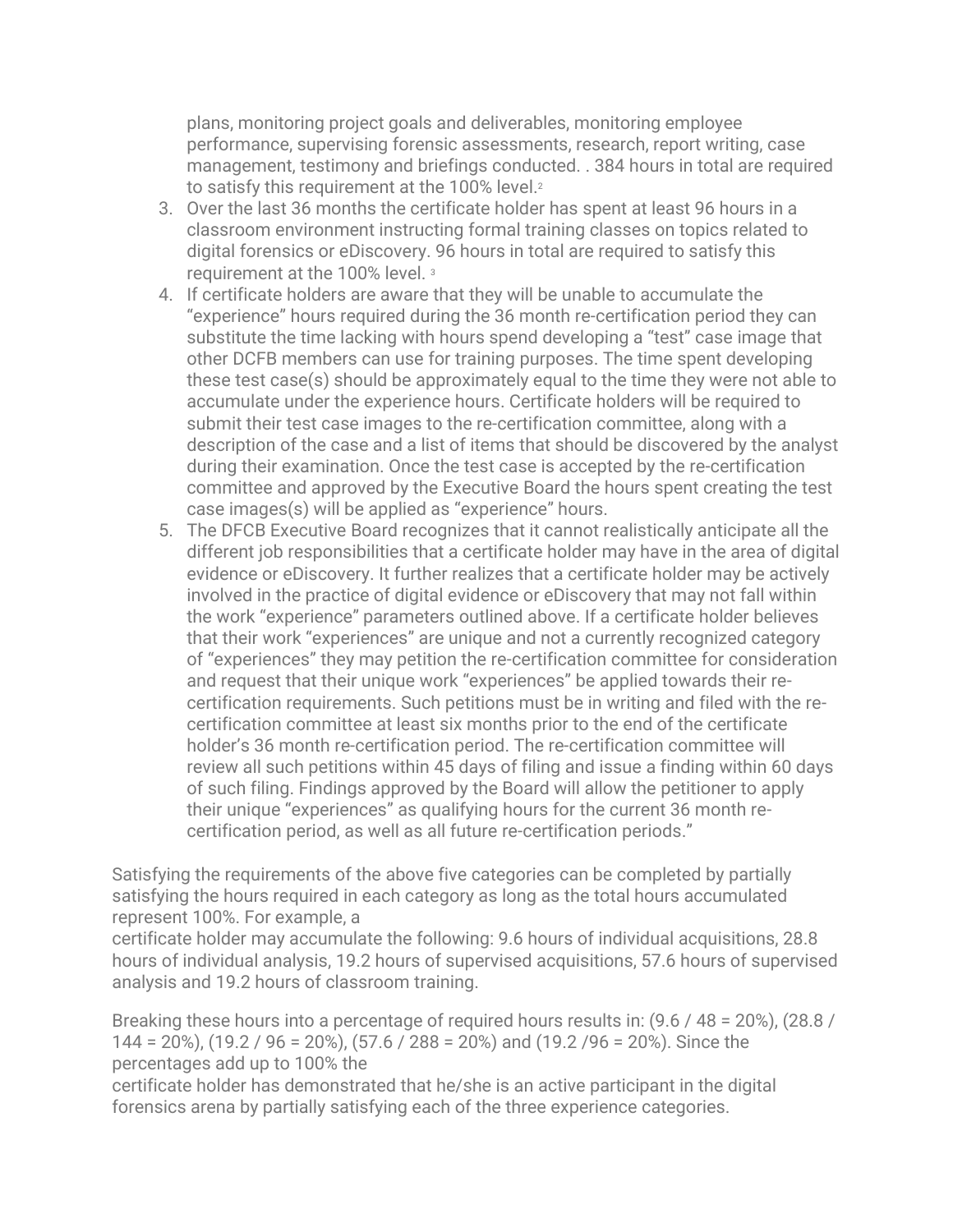plans, monitoring project goals and deliverables, monitoring employee performance, supervising forensic assessments, research, report writing, case management, testimony and briefings conducted. . 384 hours in total are required to satisfy this requirement at the 100% level.[2]

3. Over the last 36 months the certificate holder has spent at least 96 hours in a classroom environment instructing formal training classes on topics related to digital forensics or eDiscovery. 96 hours in total are required to satisfy this requirement at the 100% level. [3]
4. If certificate holders are aware that they will be unable to accumulate the "experience" hours required during the 36 month re-certification period they can substitute the time lacking with hours spend developing a "test" case image that other DCFB members can use for training purposes. The time spent developing these test case(s) should be approximately equal to the time they were not able to accumulate under the experience hours. Certificate holders will be required to submit their test case images to the re-certification committee, along with a description of the case and a list of items that should be discovered by the analyst during their examination. Once the test case is accepted by the re-certification committee and approved by the Executive Board the hours spent creating the test case images(s) will be applied as "experience" hours.
5. The DFCB Executive Board recognizes that it cannot realistically anticipate all the different job responsibilities that a certificate holder may have in the area of digital evidence or eDiscovery. It further realizes that a certificate holder may be actively involved in the practice of digital evidence or eDiscovery that may not fall within the work "experience" parameters outlined above. If a certificate holder believes that their work "experiences" are unique and not a currently recognized category of "experiences" they may petition the re-certification committee for consideration and request that their unique work "experiences" be applied towards their re-certification requirements. Such petitions must be in writing and filed with the re-certification committee at least six months prior to the end of the certificate holder's 36 month re-certification period. The re-certification committee will review all such petitions within 45 days of filing and issue a finding within 60 days of such filing. Findings approved by the Board will allow the petitioner to apply their unique "experiences" as qualifying hours for the current 36 month re-certification period, as well as all future re-certification periods."

Satisfying the requirements of the above five categories can be completed by partially satisfying the hours required in each category as long as the total hours accumulated represent 100%. For example, a certificate holder may accumulate the following: 9.6 hours of individual acquisitions, 28.8 hours of individual analysis, 19.2 hours of supervised acquisitions, 57.6 hours of supervised analysis and 19.2 hours of classroom training.

Breaking these hours into a percentage of required hours results in: (9.6 / 48 = 20%), (28.8 / 144 = 20%), (19.2 / 96 = 20%), (57.6 / 288 = 20%) and (19.2 /96 = 20%). Since the percentages add up to 100% the certificate holder has demonstrated that he/she is an active participant in the digital forensics arena by partially satisfying each of the three experience categories.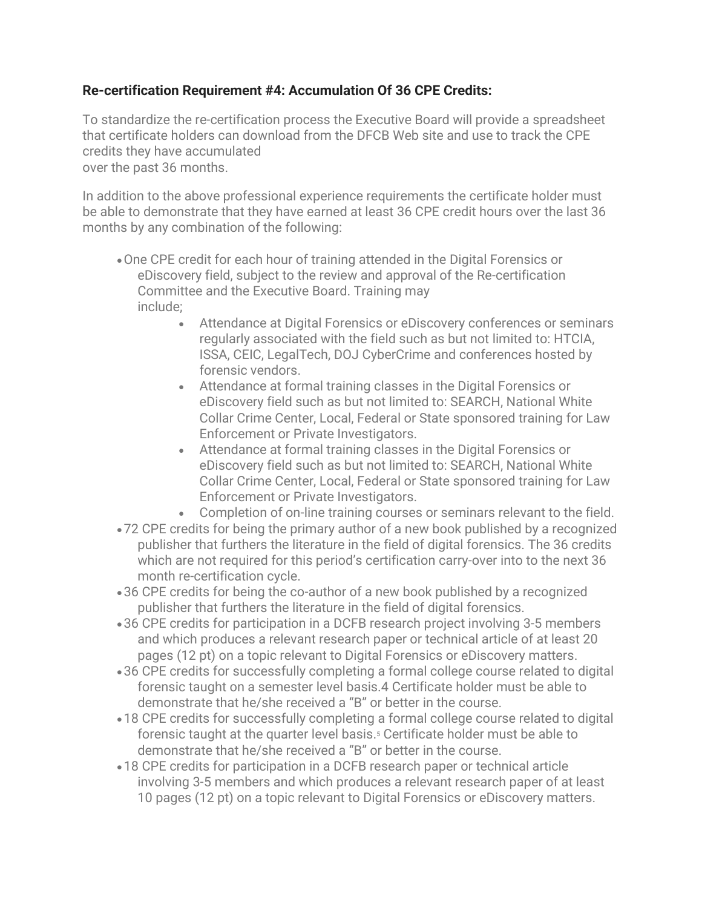**Re-certification Requirement #4: Accumulation Of 36 CPE Credits:**

To standardize the re-certification process the Executive Board will provide a spreadsheet that certificate holders can download from the DFCB Web site and use to track the CPE credits they have accumulated over the past 36 months.

In addition to the above professional experience requirements the certificate holder must be able to demonstrate that they have earned at least 36 CPE credit hours over the last 36 months by any combination of the following:

- One CPE credit for each hour of training attended in the Digital Forensics or eDiscovery field, subject to the review and approval of the Re-certification Committee and the Executive Board. Training may include;
    - Attendance at Digital Forensics or eDiscovery conferences or seminars regularly associated with the field such as but not limited to: HTCIA, ISSA, CEIC, LegalTech, DOJ CyberCrime and conferences hosted by forensic vendors.
    - Attendance at formal training classes in the Digital Forensics or eDiscovery field such as but not limited to: SEARCH, National White Collar Crime Center, Local, Federal or State sponsored training for Law Enforcement or Private Investigators.
    - Attendance at formal training classes in the Digital Forensics or eDiscovery field such as but not limited to: SEARCH, National White Collar Crime Center, Local, Federal or State sponsored training for Law Enforcement or Private Investigators.
    - Completion of on-line training courses or seminars relevant to the field.
- 72 CPE credits for being the primary author of a new book published by a recognized publisher that furthers the literature in the field of digital forensics. The 36 credits which are not required for this period's certification carry-over into to the next 36 month re-certification cycle.
- 36 CPE credits for being the co-author of a new book published by a recognized publisher that furthers the literature in the field of digital forensics.
- 36 CPE credits for participation in a DCFB research project involving 3-5 members and which produces a relevant research paper or technical article of at least 20 pages (12 pt) on a topic relevant to Digital Forensics or eDiscovery matters.
- 36 CPE credits for successfully completing a formal college course related to digital forensic taught on a semester level basis.[4] Certificate holder must be able to demonstrate that he/she received a "B" or better in the course.
- 18 CPE credits for successfully completing a formal college course related to digital forensic taught at the quarter level basis.[5] Certificate holder must be able to demonstrate that he/she received a "B" or better in the course.
- 18 CPE credits for participation in a DCFB research paper or technical article involving 3-5 members and which produces a relevant research paper of at least 10 pages (12 pt) on a topic relevant to Digital Forensics or eDiscovery matters.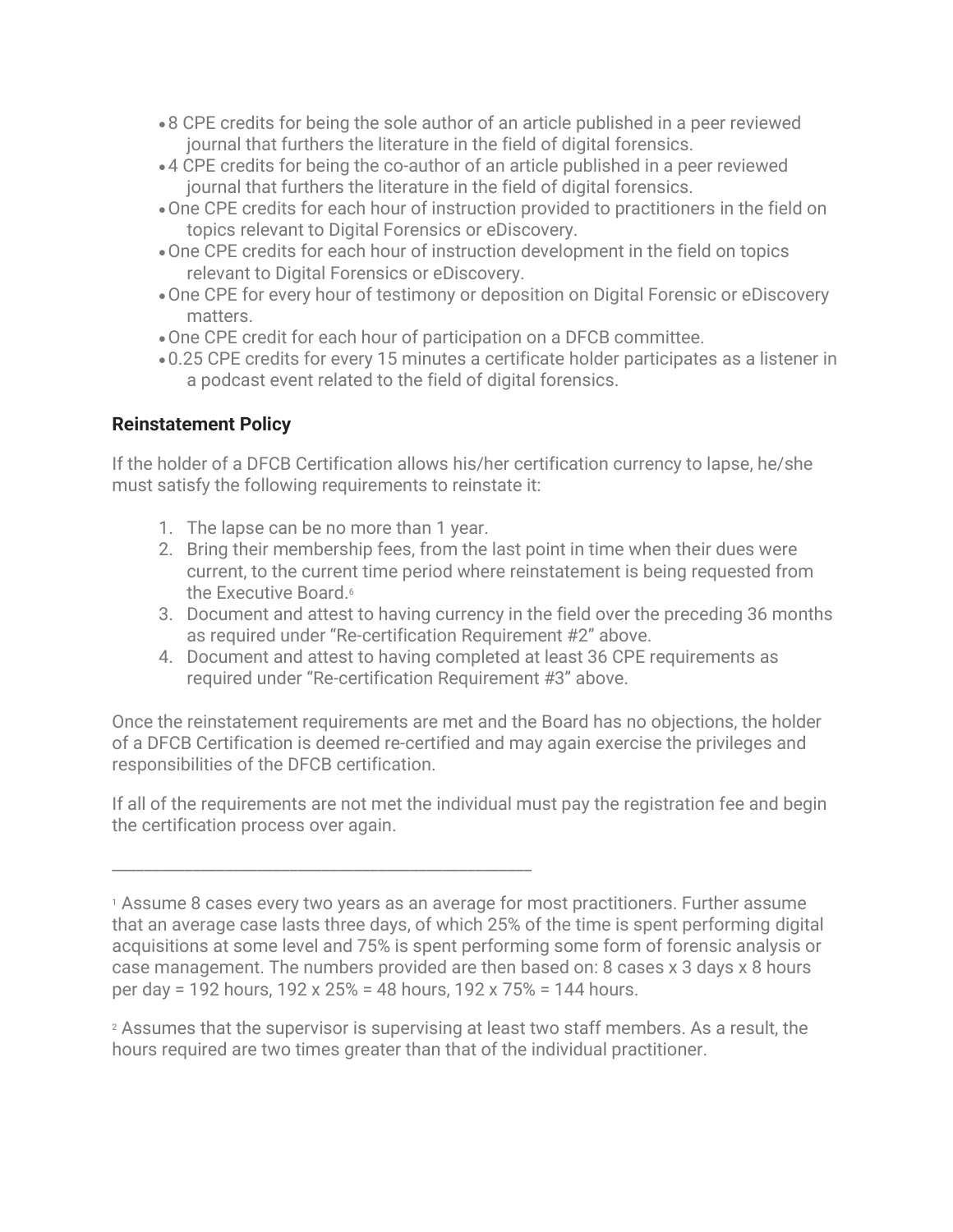- 8 CPE credits for being the sole author of an article published in a peer reviewed journal that furthers the literature in the field of digital forensics.
- 4 CPE credits for being the co-author of an article published in a peer reviewed journal that furthers the literature in the field of digital forensics.
- One CPE credits for each hour of instruction provided to practitioners in the field on topics relevant to Digital Forensics or eDiscovery.
- One CPE credits for each hour of instruction development in the field on topics relevant to Digital Forensics or eDiscovery.
- One CPE for every hour of testimony or deposition on Digital Forensic or eDiscovery matters.
- One CPE credit for each hour of participation on a DFCB committee.
- 0.25 CPE credits for every 15 minutes a certificate holder participates as a listener in a podcast event related to the field of digital forensics.

**Reinstatement Policy**

If the holder of a DFCB Certification allows his/her certification currency to lapse, he/she must satisfy the following requirements to reinstate it:

1. The lapse can be no more than 1 year.
2. Bring their membership fees, from the last point in time when their dues were current, to the current time period where reinstatement is being requested from the Executive Board.[6]
3. Document and attest to having currency in the field over the preceding 36 months as required under "Re-certification Requirement #2" above.
4. Document and attest to having completed at least 36 CPE requirements as required under "Re-certification Requirement #3" above.

Once the reinstatement requirements are met and the Board has no objections, the holder of a DFCB Certification is deemed re-certified and may again exercise the privileges and responsibilities of the DFCB certification.

If all of the requirements are not met the individual must pay the registration fee and begin the certification process over again.

---

[1] Assume 8 cases every two years as an average for most practitioners. Further assume that an average case lasts three days, of which 25% of the time is spent performing digital acquisitions at some level and 75% is spent performing some form of forensic analysis or case management. The numbers provided are then based on: 8 cases x 3 days x 8 hours per day = 192 hours, 192 x 25% = 48 hours, 192 x 75% = 144 hours.

[2] Assumes that the supervisor is supervising at least two staff members. As a result, the hours required are two times greater than that of the individual practitioner.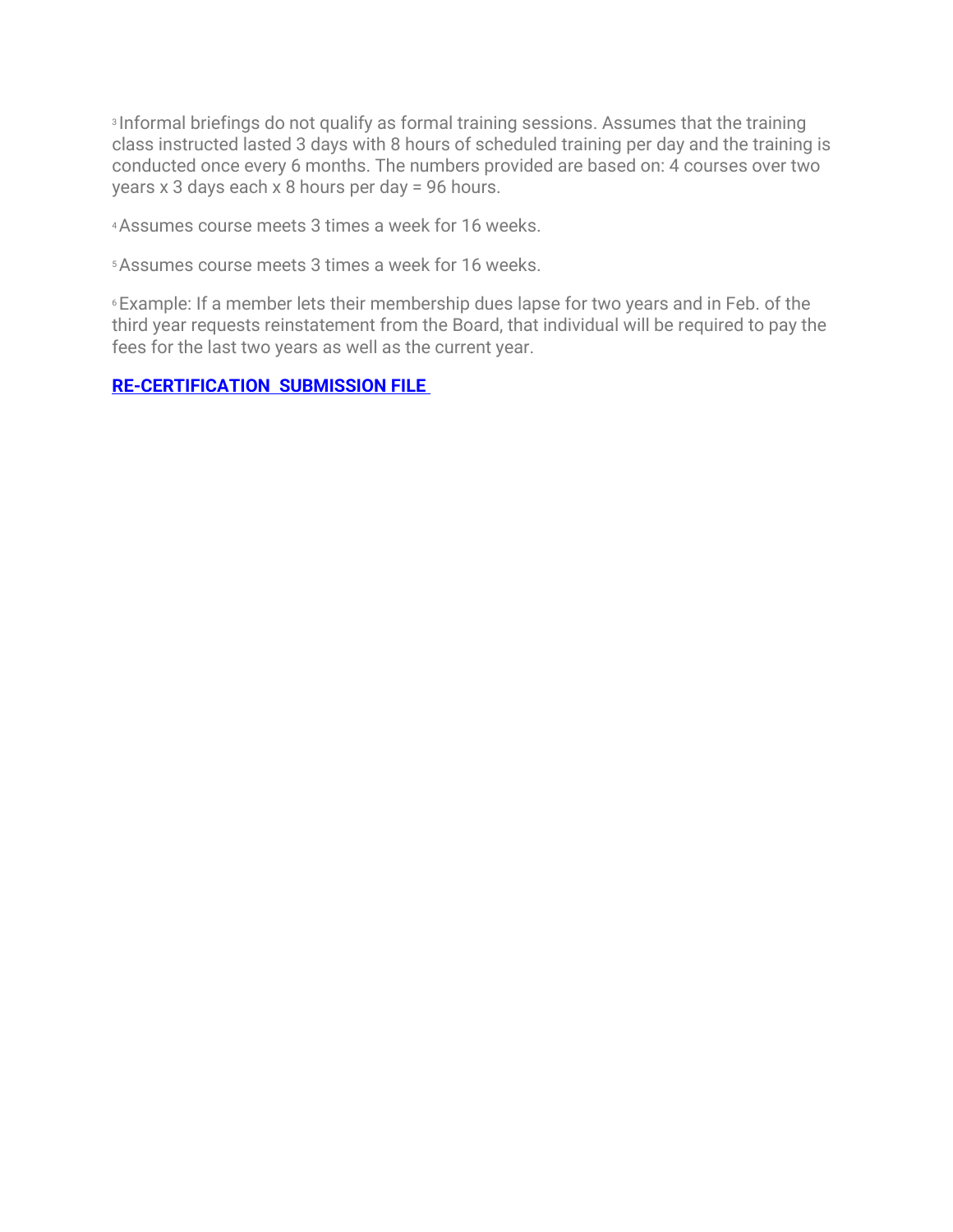[3] Informal briefings do not qualify as formal training sessions. Assumes that the training class instructed lasted 3 days with 8 hours of scheduled training per day and the training is conducted once every 6 months. The numbers provided are based on: 4 courses over two years x 3 days each x 8 hours per day = 96 hours.

[4] Assumes course meets 3 times a week for 16 weeks.

[5] Assumes course meets 3 times a week for 16 weeks.

[6] Example: If a member lets their membership dues lapse for two years and in Feb. of the third year requests reinstatement from the Board, that individual will be required to pay the fees for the last two years as well as the current year.

**RE-CERTIFICATION SUBMISSION FILE**